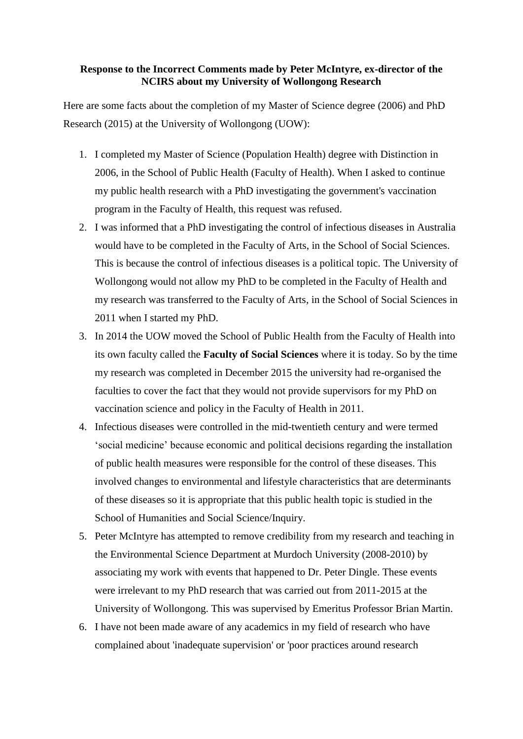**Response to the Incorrect Comments made by Peter McIntyre, ex-director of the NCIRS about my University of Wollongong Research**

Here are some facts about the completion of my Master of Science degree (2006) and PhD Research (2015) at the University of Wollongong (UOW):

1. I completed my Master of Science (Population Health) degree with Distinction in 2006, in the School of Public Health (Faculty of Health). When I asked to continue my public health research with a PhD investigating the government's vaccination program in the Faculty of Health, this request was refused.
2. I was informed that a PhD investigating the control of infectious diseases in Australia would have to be completed in the Faculty of Arts, in the School of Social Sciences. This is because the control of infectious diseases is a political topic. The University of Wollongong would not allow my PhD to be completed in the Faculty of Health and my research was transferred to the Faculty of Arts, in the School of Social Sciences in 2011 when I started my PhD.
3. In 2014 the UOW moved the School of Public Health from the Faculty of Health into its own faculty called the **Faculty of Social Sciences** where it is today. So by the time my research was completed in December 2015 the university had re-organised the faculties to cover the fact that they would not provide supervisors for my PhD on vaccination science and policy in the Faculty of Health in 2011.
4. Infectious diseases were controlled in the mid-twentieth century and were termed 'social medicine' because economic and political decisions regarding the installation of public health measures were responsible for the control of these diseases. This involved changes to environmental and lifestyle characteristics that are determinants of these diseases so it is appropriate that this public health topic is studied in the School of Humanities and Social Science/Inquiry.
5. Peter McIntyre has attempted to remove credibility from my research and teaching in the Environmental Science Department at Murdoch University (2008-2010) by associating my work with events that happened to Dr. Peter Dingle. These events were irrelevant to my PhD research that was carried out from 2011-2015 at the University of Wollongong. This was supervised by Emeritus Professor Brian Martin.
6. I have not been made aware of any academics in my field of research who have complained about 'inadequate supervision' or 'poor practices around research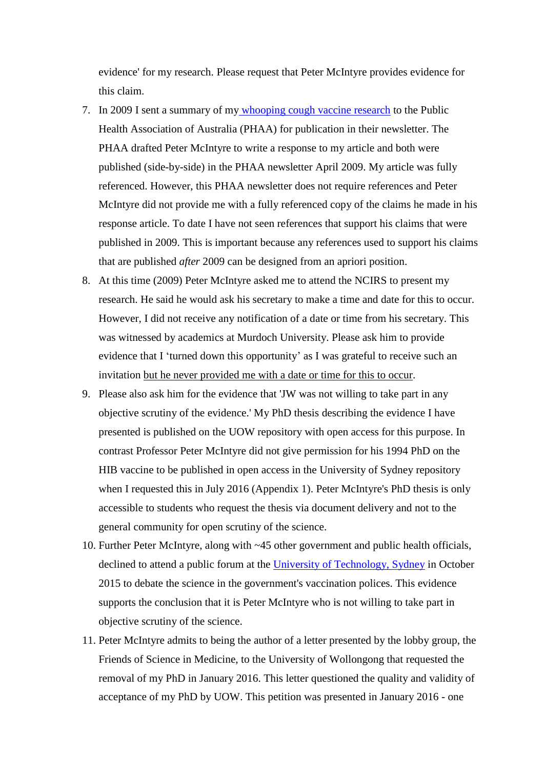evidence' for my research. Please request that Peter McIntyre provides evidence for this claim.

7. In 2009 I sent a summary of my whooping cough vaccine research to the Public Health Association of Australia (PHAA) for publication in their newsletter. The PHAA drafted Peter McIntyre to write a response to my article and both were published (side-by-side) in the PHAA newsletter April 2009. My article was fully referenced. However, this PHAA newsletter does not require references and Peter McIntyre did not provide me with a fully referenced copy of the claims he made in his response article. To date I have not seen references that support his claims that were published in 2009. This is important because any references used to support his claims that are published *after* 2009 can be designed from an apriori position.
8. At this time (2009) Peter McIntyre asked me to attend the NCIRS to present my research. He said he would ask his secretary to make a time and date for this to occur. However, I did not receive any notification of a date or time from his secretary. This was witnessed by academics at Murdoch University. Please ask him to provide evidence that I 'turned down this opportunity' as I was grateful to receive such an invitation <u>but he never provided me with a date or time for this to occur</u>.
9. Please also ask him for the evidence that 'JW was not willing to take part in any objective scrutiny of the evidence.' My PhD thesis describing the evidence I have presented is published on the UOW repository with open access for this purpose. In contrast Professor Peter McIntyre did not give permission for his 1994 PhD on the HIB vaccine to be published in open access in the University of Sydney repository when I requested this in July 2016 (Appendix 1). Peter McIntyre's PhD thesis is only accessible to students who request the thesis via document delivery and not to the general community for open scrutiny of the science.
10. Further Peter McIntyre, along with ~45 other government and public health officials, declined to attend a public forum at the University of Technology, Sydney in October 2015 to debate the science in the government's vaccination polices. This evidence supports the conclusion that it is Peter McIntyre who is not willing to take part in objective scrutiny of the science.
11. Peter McIntyre admits to being the author of a letter presented by the lobby group, the Friends of Science in Medicine, to the University of Wollongong that requested the removal of my PhD in January 2016. This letter questioned the quality and validity of acceptance of my PhD by UOW. This petition was presented in January 2016 - one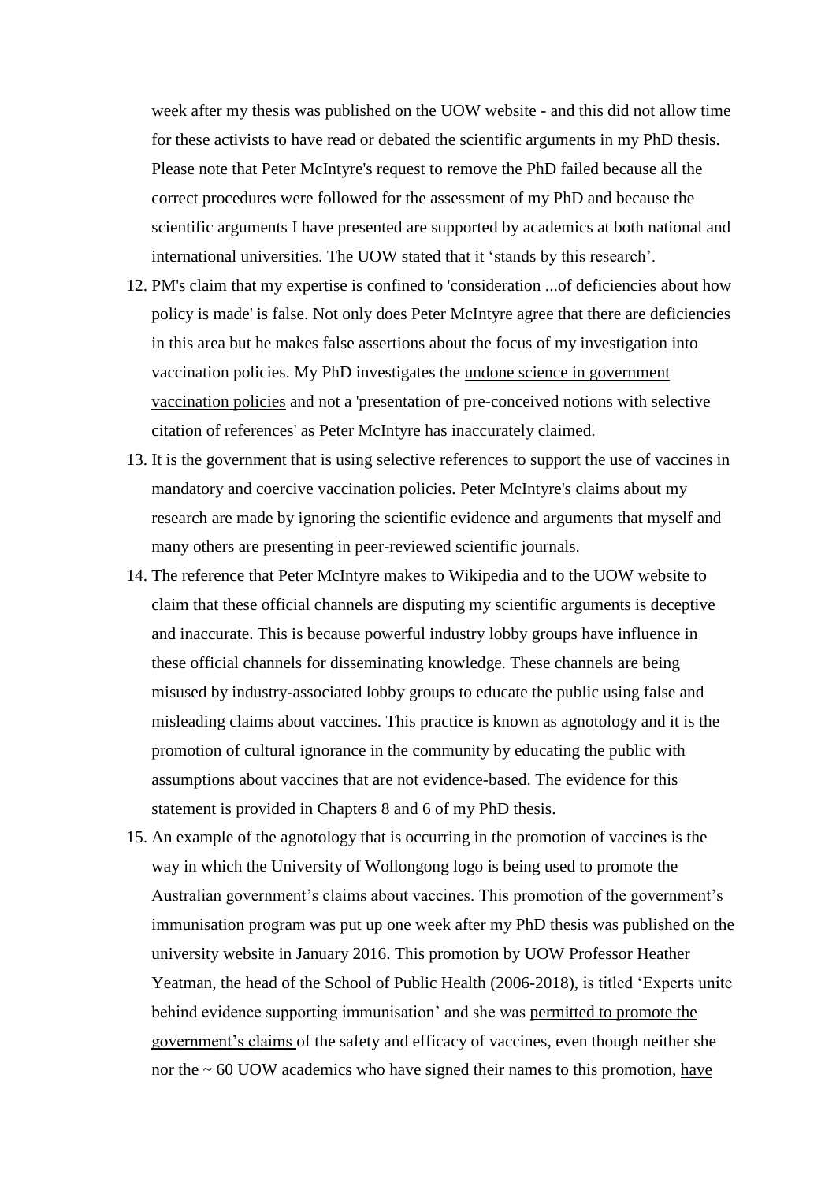week after my thesis was published on the UOW website - and this did not allow time for these activists to have read or debated the scientific arguments in my PhD thesis. Please note that Peter McIntyre's request to remove the PhD failed because all the correct procedures were followed for the assessment of my PhD and because the scientific arguments I have presented are supported by academics at both national and international universities. The UOW stated that it 'stands by this research'.

12. PM's claim that my expertise is confined to 'consideration ...of deficiencies about how policy is made' is false. Not only does Peter McIntyre agree that there are deficiencies in this area but he makes false assertions about the focus of my investigation into vaccination policies. My PhD investigates the undone science in government vaccination policies and not a 'presentation of pre-conceived notions with selective citation of references' as Peter McIntyre has inaccurately claimed.
13. It is the government that is using selective references to support the use of vaccines in mandatory and coercive vaccination policies. Peter McIntyre's claims about my research are made by ignoring the scientific evidence and arguments that myself and many others are presenting in peer-reviewed scientific journals.
14. The reference that Peter McIntyre makes to Wikipedia and to the UOW website to claim that these official channels are disputing my scientific arguments is deceptive and inaccurate. This is because powerful industry lobby groups have influence in these official channels for disseminating knowledge. These channels are being misused by industry-associated lobby groups to educate the public using false and misleading claims about vaccines. This practice is known as agnotology and it is the promotion of cultural ignorance in the community by educating the public with assumptions about vaccines that are not evidence-based. The evidence for this statement is provided in Chapters 8 and 6 of my PhD thesis.
15. An example of the agnotology that is occurring in the promotion of vaccines is the way in which the University of Wollongong logo is being used to promote the Australian government's claims about vaccines. This promotion of the government's immunisation program was put up one week after my PhD thesis was published on the university website in January 2016. This promotion by UOW Professor Heather Yeatman, the head of the School of Public Health (2006-2018), is titled 'Experts unite behind evidence supporting immunisation' and she was permitted to promote the government's claims of the safety and efficacy of vaccines, even though neither she nor the ~ 60 UOW academics who have signed their names to this promotion, have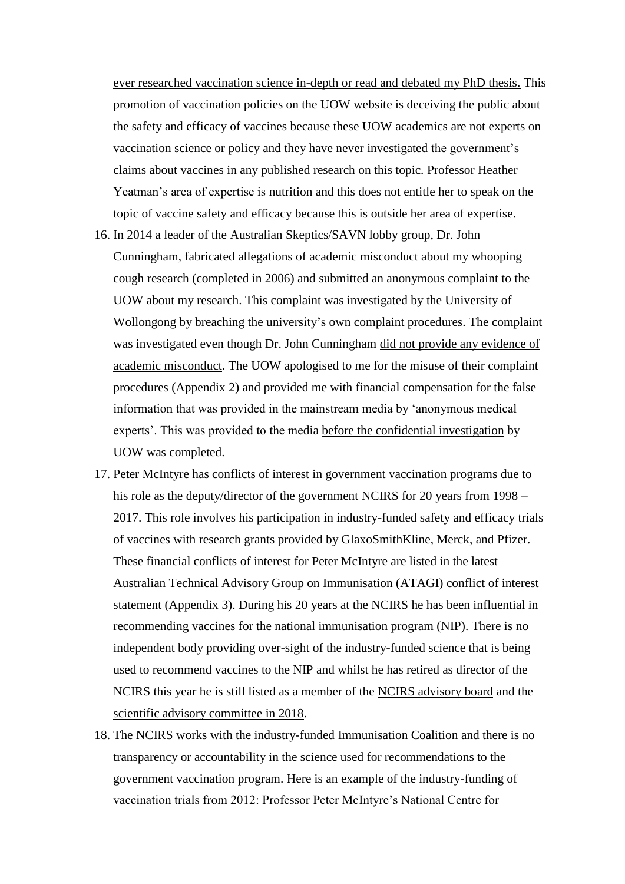ever researched vaccination science in-depth or read and debated my PhD thesis. This promotion of vaccination policies on the UOW website is deceiving the public about the safety and efficacy of vaccines because these UOW academics are not experts on vaccination science or policy and they have never investigated the government's claims about vaccines in any published research on this topic. Professor Heather Yeatman's area of expertise is nutrition and this does not entitle her to speak on the topic of vaccine safety and efficacy because this is outside her area of expertise.

16. In 2014 a leader of the Australian Skeptics/SAVN lobby group, Dr. John Cunningham, fabricated allegations of academic misconduct about my whooping cough research (completed in 2006) and submitted an anonymous complaint to the UOW about my research. This complaint was investigated by the University of Wollongong by breaching the university's own complaint procedures. The complaint was investigated even though Dr. John Cunningham did not provide any evidence of academic misconduct. The UOW apologised to me for the misuse of their complaint procedures (Appendix 2) and provided me with financial compensation for the false information that was provided in the mainstream media by 'anonymous medical experts'. This was provided to the media before the confidential investigation by UOW was completed.
17. Peter McIntyre has conflicts of interest in government vaccination programs due to his role as the deputy/director of the government NCIRS for 20 years from 1998 – 2017. This role involves his participation in industry-funded safety and efficacy trials of vaccines with research grants provided by GlaxoSmithKline, Merck, and Pfizer. These financial conflicts of interest for Peter McIntyre are listed in the latest Australian Technical Advisory Group on Immunisation (ATAGI) conflict of interest statement (Appendix 3). During his 20 years at the NCIRS he has been influential in recommending vaccines for the national immunisation program (NIP). There is no independent body providing over-sight of the industry-funded science that is being used to recommend vaccines to the NIP and whilst he has retired as director of the NCIRS this year he is still listed as a member of the NCIRS advisory board and the scientific advisory committee in 2018.
18. The NCIRS works with the industry-funded Immunisation Coalition and there is no transparency or accountability in the science used for recommendations to the government vaccination program. Here is an example of the industry-funding of vaccination trials from 2012: Professor Peter McIntyre's National Centre for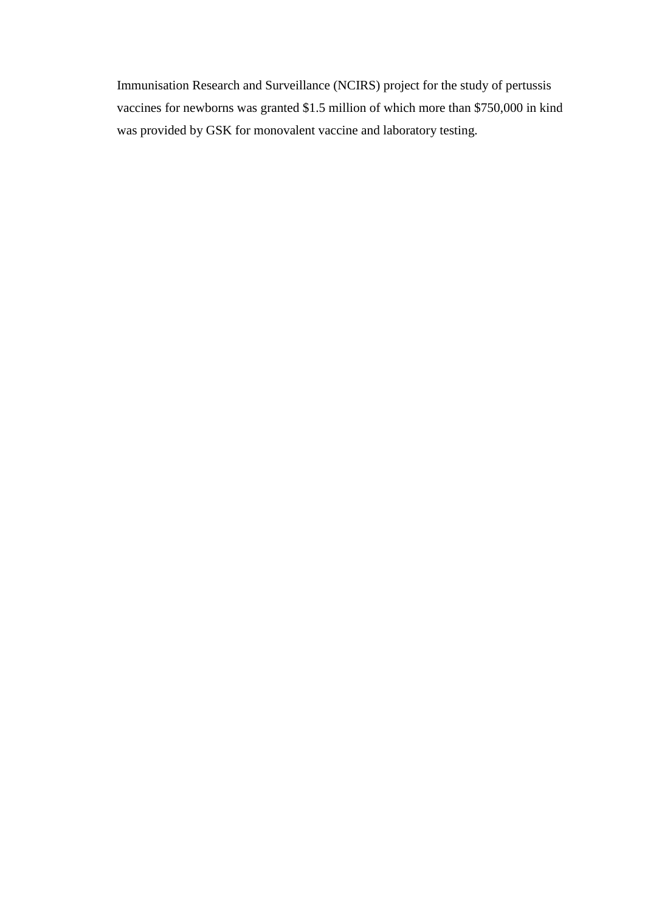Immunisation Research and Surveillance (NCIRS) project for the study of pertussis vaccines for newborns was granted $1.5 million of which more than $750,000 in kind was provided by GSK for monovalent vaccine and laboratory testing.